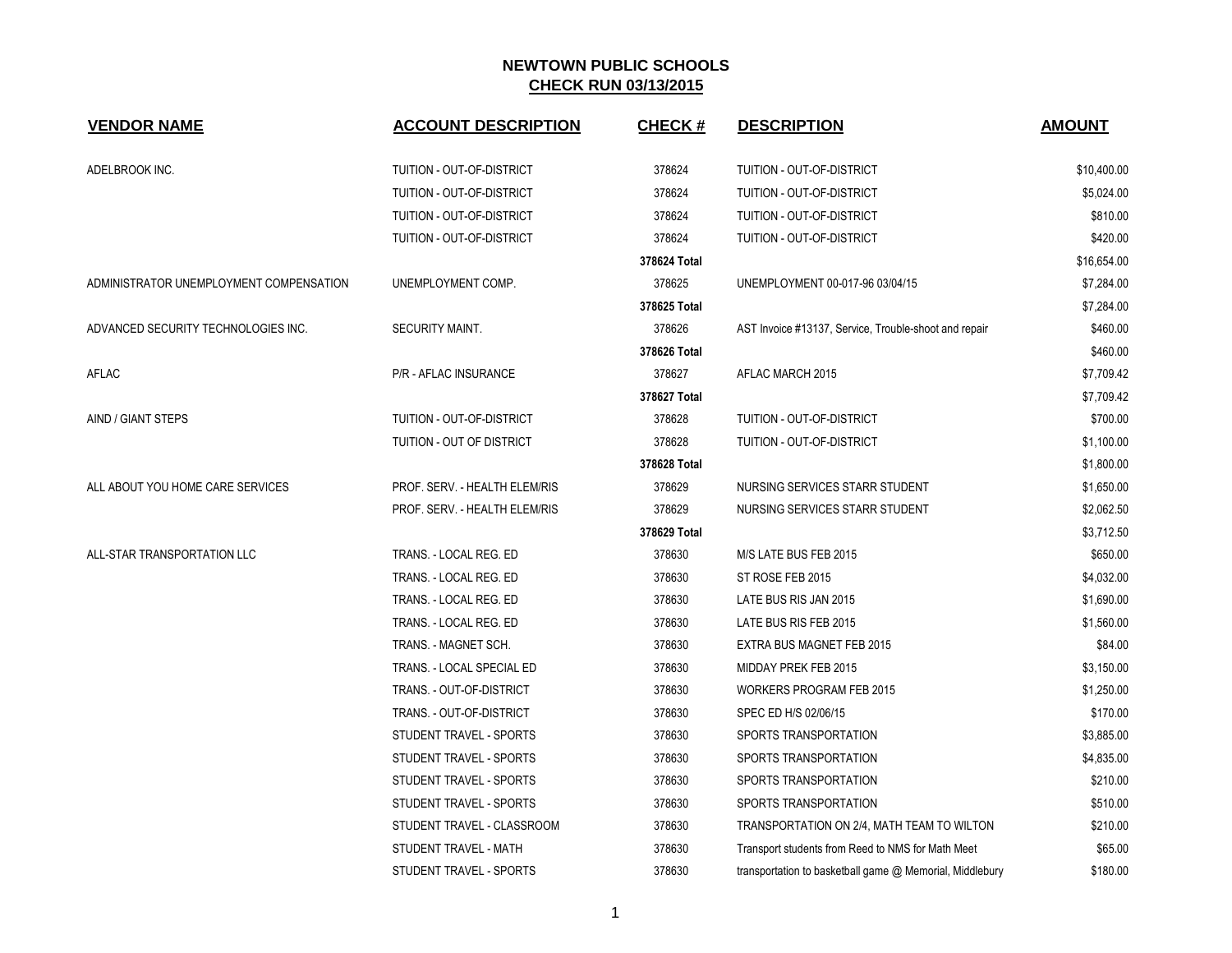# NEWTOWN PUBLIC SCHOOLS

## CHECK RUN 03/13/2015

| VENDOR NAME | ACCOUNT DESCRIPTION | CHECK # | DESCRIPTION | AMOUNT |
|---|---|---|---|---|
| ADELBROOK INC. | TUITION - OUT-OF-DISTRICT | 378624 | TUITION - OUT-OF-DISTRICT | $10,400.00 |
| | TUITION - OUT-OF-DISTRICT | 378624 | TUITION - OUT-OF-DISTRICT | $5,024.00 |
| | TUITION - OUT-OF-DISTRICT | 378624 | TUITION - OUT-OF-DISTRICT | $810.00 |
| | TUITION - OUT-OF-DISTRICT | 378624 | TUITION - OUT-OF-DISTRICT | $420.00 |
| | | **378624 Total** | | $16,654.00 |
| ADMINISTRATOR UNEMPLOYMENT COMPENSATION | UNEMPLOYMENT COMP. | 378625 | UNEMPLOYMENT 00-017-96 03/04/15 | $7,284.00 |
| | | **378625 Total** | | $7,284.00 |
| ADVANCED SECURITY TECHNOLOGIES INC. | SECURITY MAINT. | 378626 | AST Invoice #13137, Service, Trouble-shoot and repair | $460.00 |
| | | **378626 Total** | | $460.00 |
| AFLAC | P/R - AFLAC INSURANCE | 378627 | AFLAC MARCH 2015 | $7,709.42 |
| | | **378627 Total** | | $7,709.42 |
| AIND / GIANT STEPS | TUITION - OUT-OF-DISTRICT | 378628 | TUITION - OUT-OF-DISTRICT | $700.00 |
| | TUITION - OUT OF DISTRICT | 378628 | TUITION - OUT-OF-DISTRICT | $1,100.00 |
| | | **378628 Total** | | $1,800.00 |
| ALL ABOUT YOU HOME CARE SERVICES | PROF. SERV. - HEALTH ELEM/RIS | 378629 | NURSING SERVICES STARR STUDENT | $1,650.00 |
| | PROF. SERV. - HEALTH ELEM/RIS | 378629 | NURSING SERVICES STARR STUDENT | $2,062.50 |
| | | **378629 Total** | | $3,712.50 |
| ALL-STAR TRANSPORTATION LLC | TRANS. - LOCAL REG. ED | 378630 | M/S LATE BUS FEB 2015 | $650.00 |
| | TRANS. - LOCAL REG. ED | 378630 | ST ROSE FEB 2015 | $4,032.00 |
| | TRANS. - LOCAL REG. ED | 378630 | LATE BUS RIS JAN 2015 | $1,690.00 |
| | TRANS. - LOCAL REG. ED | 378630 | LATE BUS RIS FEB 2015 | $1,560.00 |
| | TRANS. - MAGNET SCH. | 378630 | EXTRA BUS MAGNET FEB 2015 | $84.00 |
| | TRANS. - LOCAL SPECIAL ED | 378630 | MIDDAY PREK FEB 2015 | $3,150.00 |
| | TRANS. - OUT-OF-DISTRICT | 378630 | WORKERS PROGRAM FEB 2015 | $1,250.00 |
| | TRANS. - OUT-OF-DISTRICT | 378630 | SPEC ED H/S 02/06/15 | $170.00 |
| | STUDENT TRAVEL - SPORTS | 378630 | SPORTS TRANSPORTATION | $3,885.00 |
| | STUDENT TRAVEL - SPORTS | 378630 | SPORTS TRANSPORTATION | $4,835.00 |
| | STUDENT TRAVEL - SPORTS | 378630 | SPORTS TRANSPORTATION | $210.00 |
| | STUDENT TRAVEL - SPORTS | 378630 | SPORTS TRANSPORTATION | $510.00 |
| | STUDENT TRAVEL - CLASSROOM | 378630 | TRANSPORTATION ON 2/4, MATH TEAM TO WILTON | $210.00 |
| | STUDENT TRAVEL - MATH | 378630 | Transport students from Reed to NMS for Math Meet | $65.00 |
| | STUDENT TRAVEL - SPORTS | 378630 | transportation to basketball game @ Memorial, Middlebury | $180.00 |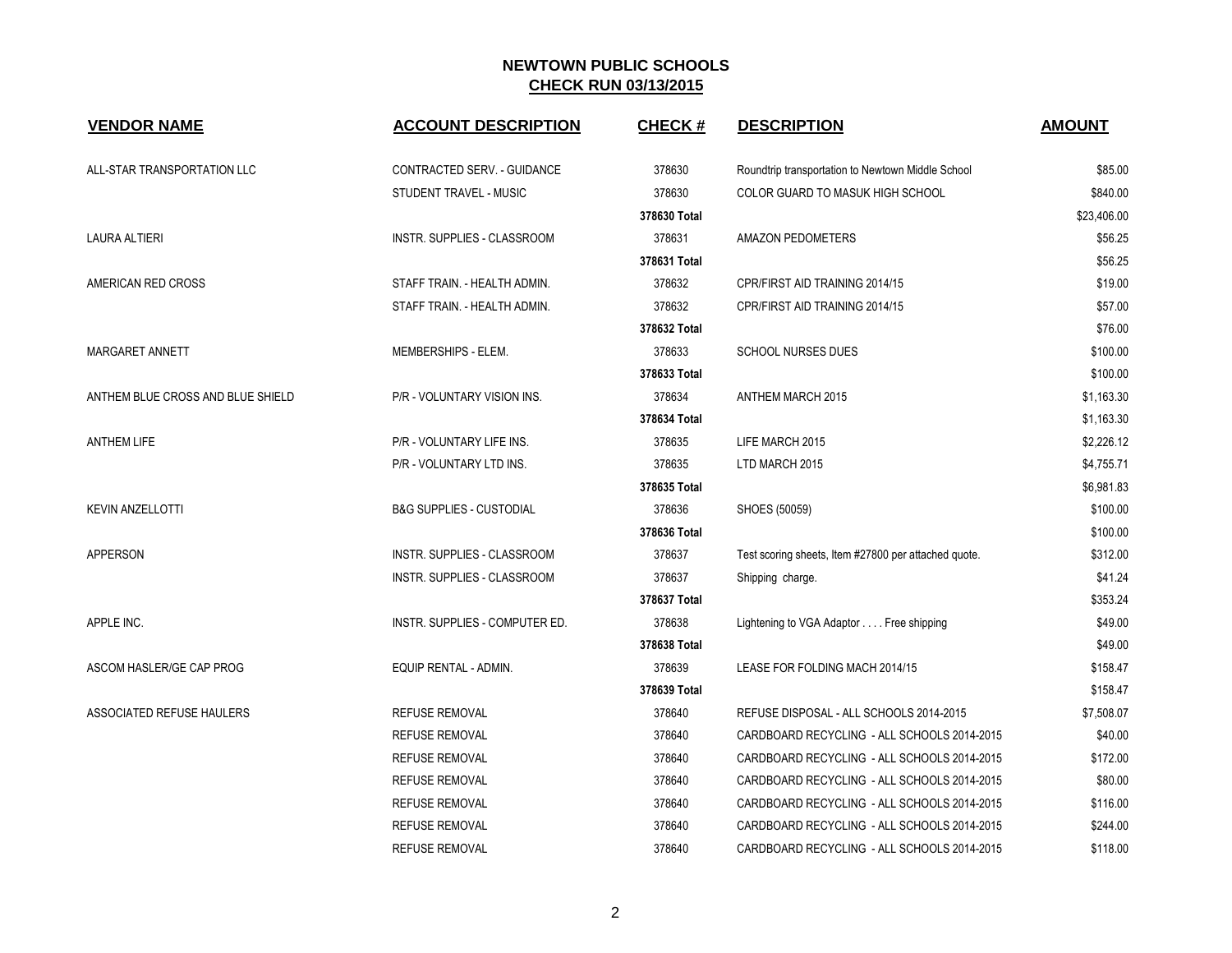# NEWTOWN PUBLIC SCHOOLS

## CHECK RUN 03/13/2015

| VENDOR NAME | ACCOUNT DESCRIPTION | CHECK # | DESCRIPTION | AMOUNT |
|---|---|---|---|---|
| ALL-STAR TRANSPORTATION LLC | CONTRACTED SERV. - GUIDANCE | 378630 | Roundtrip transportation to Newtown Middle School | $85.00 |
| | STUDENT TRAVEL - MUSIC | 378630 | COLOR GUARD TO MASUK HIGH SCHOOL | $840.00 |
| | | 378630 Total | | $23,406.00 |
| LAURA ALTIERI | INSTR. SUPPLIES - CLASSROOM | 378631 | AMAZON PEDOMETERS | $56.25 |
| | | 378631 Total | | $56.25 |
| AMERICAN RED CROSS | STAFF TRAIN. - HEALTH ADMIN. | 378632 | CPR/FIRST AID TRAINING 2014/15 | $19.00 |
| | STAFF TRAIN. - HEALTH ADMIN. | 378632 | CPR/FIRST AID TRAINING 2014/15 | $57.00 |
| | | 378632 Total | | $76.00 |
| MARGARET ANNETT | MEMBERSHIPS - ELEM. | 378633 | SCHOOL NURSES DUES | $100.00 |
| | | 378633 Total | | $100.00 |
| ANTHEM BLUE CROSS AND BLUE SHIELD | P/R - VOLUNTARY VISION INS. | 378634 | ANTHEM MARCH 2015 | $1,163.30 |
| | | 378634 Total | | $1,163.30 |
| ANTHEM LIFE | P/R - VOLUNTARY LIFE INS. | 378635 | LIFE MARCH 2015 | $2,226.12 |
| | P/R - VOLUNTARY LTD INS. | 378635 | LTD MARCH 2015 | $4,755.71 |
| | | 378635 Total | | $6,981.83 |
| KEVIN ANZELLOTTI | B&G SUPPLIES - CUSTODIAL | 378636 | SHOES (50059) | $100.00 |
| | | 378636 Total | | $100.00 |
| APPERSON | INSTR. SUPPLIES - CLASSROOM | 378637 | Test scoring sheets, Item #27800 per attached quote. | $312.00 |
| | INSTR. SUPPLIES - CLASSROOM | 378637 | Shipping charge. | $41.24 |
| | | 378637 Total | | $353.24 |
| APPLE INC. | INSTR. SUPPLIES - COMPUTER ED. | 378638 | Lightening to VGA Adaptor . . . . Free shipping | $49.00 |
| | | 378638 Total | | $49.00 |
| ASCOM HASLER/GE CAP PROG | EQUIP RENTAL - ADMIN. | 378639 | LEASE FOR FOLDING MACH 2014/15 | $158.47 |
| | | 378639 Total | | $158.47 |
| ASSOCIATED REFUSE HAULERS | REFUSE REMOVAL | 378640 | REFUSE DISPOSAL - ALL SCHOOLS 2014-2015 | $7,508.07 |
| | REFUSE REMOVAL | 378640 | CARDBOARD RECYCLING - ALL SCHOOLS 2014-2015 | $40.00 |
| | REFUSE REMOVAL | 378640 | CARDBOARD RECYCLING - ALL SCHOOLS 2014-2015 | $172.00 |
| | REFUSE REMOVAL | 378640 | CARDBOARD RECYCLING - ALL SCHOOLS 2014-2015 | $80.00 |
| | REFUSE REMOVAL | 378640 | CARDBOARD RECYCLING - ALL SCHOOLS 2014-2015 | $116.00 |
| | REFUSE REMOVAL | 378640 | CARDBOARD RECYCLING - ALL SCHOOLS 2014-2015 | $244.00 |
| | REFUSE REMOVAL | 378640 | CARDBOARD RECYCLING - ALL SCHOOLS 2014-2015 | $118.00 |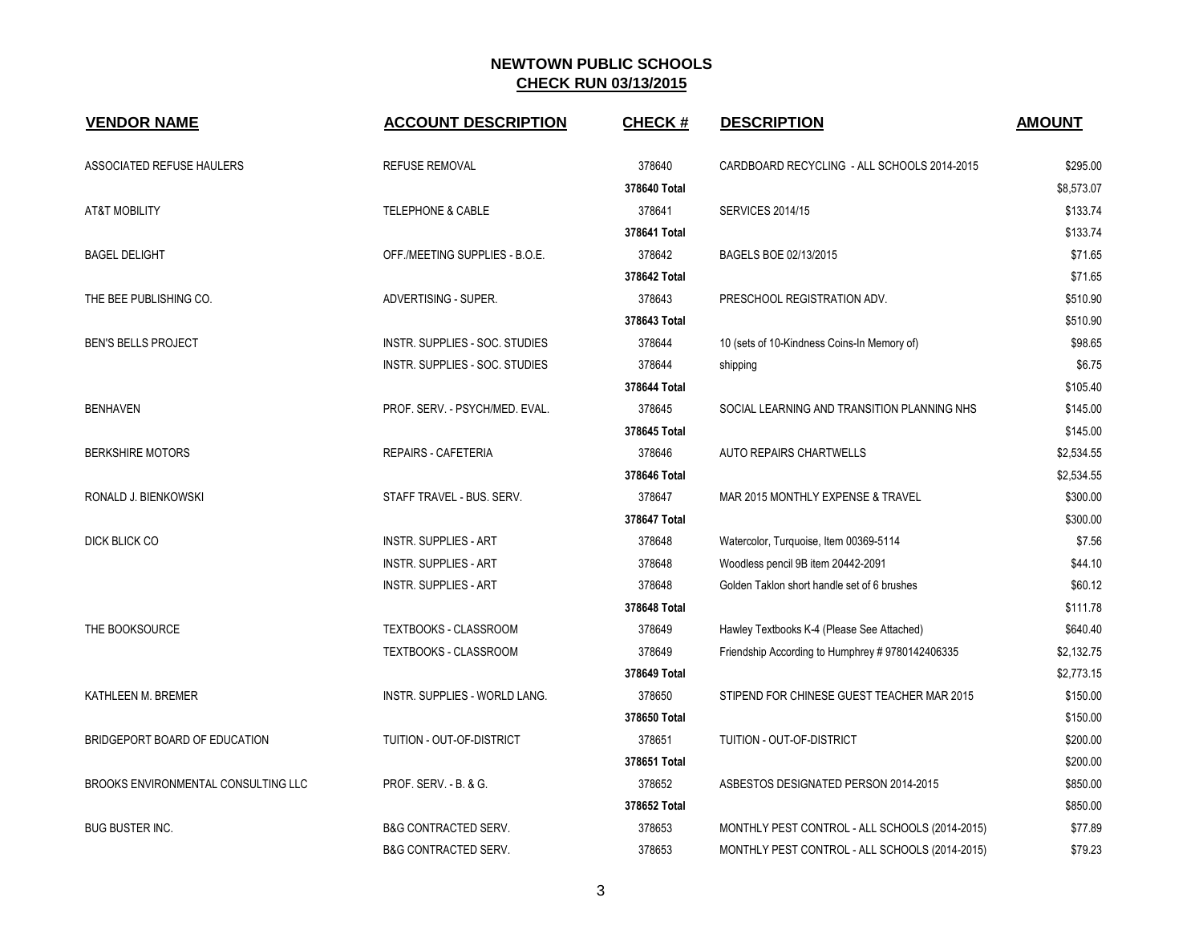# NEWTOWN PUBLIC SCHOOLS

## CHECK RUN 03/13/2015

| VENDOR NAME | ACCOUNT DESCRIPTION | CHECK # | DESCRIPTION | AMOUNT |
|---|---|---|---|---|
| ASSOCIATED REFUSE HAULERS | REFUSE REMOVAL | 378640 | CARDBOARD RECYCLING - ALL SCHOOLS 2014-2015 | $295.00 |
| | | **378640 Total** | | $8,573.07 |
| AT&T MOBILITY | TELEPHONE & CABLE | 378641 | SERVICES 2014/15 | $133.74 |
| | | **378641 Total** | | $133.74 |
| BAGEL DELIGHT | OFF./MEETING SUPPLIES - B.O.E. | 378642 | BAGELS BOE 02/13/2015 | $71.65 |
| | | **378642 Total** | | $71.65 |
| THE BEE PUBLISHING CO. | ADVERTISING - SUPER. | 378643 | PRESCHOOL REGISTRATION ADV. | $510.90 |
| | | **378643 Total** | | $510.90 |
| BEN'S BELLS PROJECT | INSTR. SUPPLIES - SOC. STUDIES | 378644 | 10 (sets of 10-Kindness Coins-In Memory of) | $98.65 |
| | INSTR. SUPPLIES - SOC. STUDIES | 378644 | shipping | $6.75 |
| | | **378644 Total** | | $105.40 |
| BENHAVEN | PROF. SERV. - PSYCH/MED. EVAL. | 378645 | SOCIAL LEARNING AND TRANSITION PLANNING NHS | $145.00 |
| | | **378645 Total** | | $145.00 |
| BERKSHIRE MOTORS | REPAIRS - CAFETERIA | 378646 | AUTO REPAIRS CHARTWELLS | $2,534.55 |
| | | **378646 Total** | | $2,534.55 |
| RONALD J. BIENKOWSKI | STAFF TRAVEL - BUS. SERV. | 378647 | MAR 2015 MONTHLY EXPENSE & TRAVEL | $300.00 |
| | | **378647 Total** | | $300.00 |
| DICK BLICK CO | INSTR. SUPPLIES - ART | 378648 | Watercolor, Turquoise, Item 00369-5114 | $7.56 |
| | INSTR. SUPPLIES - ART | 378648 | Woodless pencil 9B item 20442-2091 | $44.10 |
| | INSTR. SUPPLIES - ART | 378648 | Golden Taklon short handle set of 6 brushes | $60.12 |
| | | **378648 Total** | | $111.78 |
| THE BOOKSOURCE | TEXTBOOKS - CLASSROOM | 378649 | Hawley Textbooks K-4 (Please See Attached) | $640.40 |
| | TEXTBOOKS - CLASSROOM | 378649 | Friendship According to Humphrey # 9780142406335 | $2,132.75 |
| | | **378649 Total** | | $2,773.15 |
| KATHLEEN M. BREMER | INSTR. SUPPLIES - WORLD LANG. | 378650 | STIPEND FOR CHINESE GUEST TEACHER MAR 2015 | $150.00 |
| | | **378650 Total** | | $150.00 |
| BRIDGEPORT BOARD OF EDUCATION | TUITION - OUT-OF-DISTRICT | 378651 | TUITION - OUT-OF-DISTRICT | $200.00 |
| | | **378651 Total** | | $200.00 |
| BROOKS ENVIRONMENTAL CONSULTING LLC | PROF. SERV. - B. & G. | 378652 | ASBESTOS DESIGNATED PERSON 2014-2015 | $850.00 |
| | | **378652 Total** | | $850.00 |
| BUG BUSTER INC. | B&G CONTRACTED SERV. | 378653 | MONTHLY PEST CONTROL - ALL SCHOOLS (2014-2015) | $77.89 |
| | B&G CONTRACTED SERV. | 378653 | MONTHLY PEST CONTROL - ALL SCHOOLS (2014-2015) | $79.23 |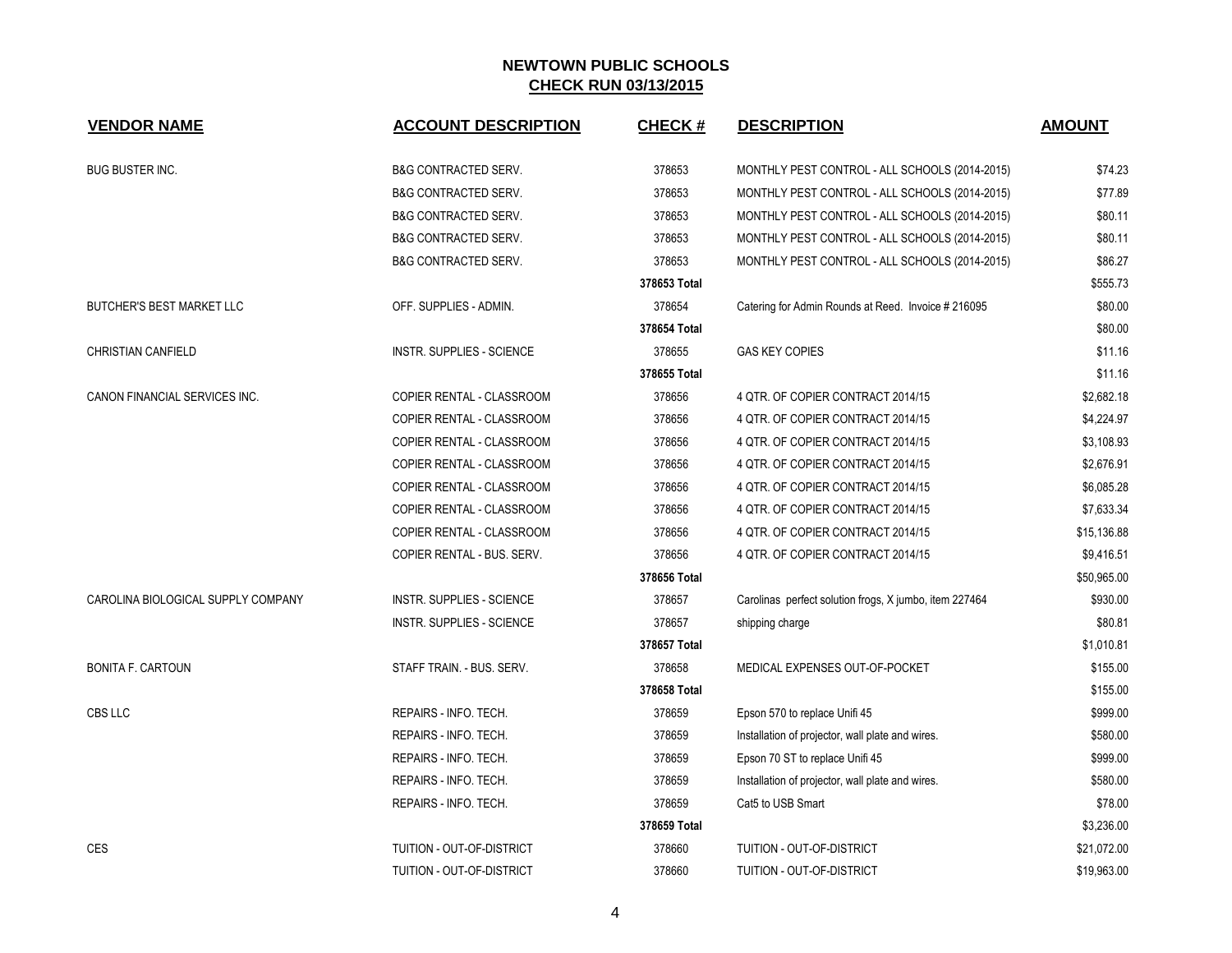# NEWTOWN PUBLIC SCHOOLS

## CHECK RUN 03/13/2015

| VENDOR NAME | ACCOUNT DESCRIPTION | CHECK # | DESCRIPTION | AMOUNT |
|---|---|---|---|---|
| BUG BUSTER INC. | B&G CONTRACTED SERV. | 378653 | MONTHLY PEST CONTROL - ALL SCHOOLS (2014-2015) | $74.23 |
| | B&G CONTRACTED SERV. | 378653 | MONTHLY PEST CONTROL - ALL SCHOOLS (2014-2015) | $77.89 |
| | B&G CONTRACTED SERV. | 378653 | MONTHLY PEST CONTROL - ALL SCHOOLS (2014-2015) | $80.11 |
| | B&G CONTRACTED SERV. | 378653 | MONTHLY PEST CONTROL - ALL SCHOOLS (2014-2015) | $80.11 |
| | B&G CONTRACTED SERV. | 378653 | MONTHLY PEST CONTROL - ALL SCHOOLS (2014-2015) | $86.27 |
| | | **378653 Total** | | $555.73 |
| BUTCHER'S BEST MARKET LLC | OFF. SUPPLIES - ADMIN. | 378654 | Catering for Admin Rounds at Reed. Invoice # 216095 | $80.00 |
| | | **378654 Total** | | $80.00 |
| CHRISTIAN CANFIELD | INSTR. SUPPLIES - SCIENCE | 378655 | GAS KEY COPIES | $11.16 |
| | | **378655 Total** | | $11.16 |
| CANON FINANCIAL SERVICES INC. | COPIER RENTAL - CLASSROOM | 378656 | 4 QTR. OF COPIER CONTRACT 2014/15 | $2,682.18 |
| | COPIER RENTAL - CLASSROOM | 378656 | 4 QTR. OF COPIER CONTRACT 2014/15 | $4,224.97 |
| | COPIER RENTAL - CLASSROOM | 378656 | 4 QTR. OF COPIER CONTRACT 2014/15 | $3,108.93 |
| | COPIER RENTAL - CLASSROOM | 378656 | 4 QTR. OF COPIER CONTRACT 2014/15 | $2,676.91 |
| | COPIER RENTAL - CLASSROOM | 378656 | 4 QTR. OF COPIER CONTRACT 2014/15 | $6,085.28 |
| | COPIER RENTAL - CLASSROOM | 378656 | 4 QTR. OF COPIER CONTRACT 2014/15 | $7,633.34 |
| | COPIER RENTAL - CLASSROOM | 378656 | 4 QTR. OF COPIER CONTRACT 2014/15 | $15,136.88 |
| | COPIER RENTAL - BUS. SERV. | 378656 | 4 QTR. OF COPIER CONTRACT 2014/15 | $9,416.51 |
| | | **378656 Total** | | $50,965.00 |
| CAROLINA BIOLOGICAL SUPPLY COMPANY | INSTR. SUPPLIES - SCIENCE | 378657 | Carolinas perfect solution frogs, X jumbo, item 227464 | $930.00 |
| | INSTR. SUPPLIES - SCIENCE | 378657 | shipping charge | $80.81 |
| | | **378657 Total** | | $1,010.81 |
| BONITA F. CARTOUN | STAFF TRAIN. - BUS. SERV. | 378658 | MEDICAL EXPENSES OUT-OF-POCKET | $155.00 |
| | | **378658 Total** | | $155.00 |
| CBS LLC | REPAIRS - INFO. TECH. | 378659 | Epson 570 to replace Unifi 45 | $999.00 |
| | REPAIRS - INFO. TECH. | 378659 | Installation of projector, wall plate and wires. | $580.00 |
| | REPAIRS - INFO. TECH. | 378659 | Epson 70 ST to replace Unifi 45 | $999.00 |
| | REPAIRS - INFO. TECH. | 378659 | Installation of projector, wall plate and wires. | $580.00 |
| | REPAIRS - INFO. TECH. | 378659 | Cat5 to USB Smart | $78.00 |
| | | **378659 Total** | | $3,236.00 |
| CES | TUITION - OUT-OF-DISTRICT | 378660 | TUITION - OUT-OF-DISTRICT | $21,072.00 |
| | TUITION - OUT-OF-DISTRICT | 378660 | TUITION - OUT-OF-DISTRICT | $19,963.00 |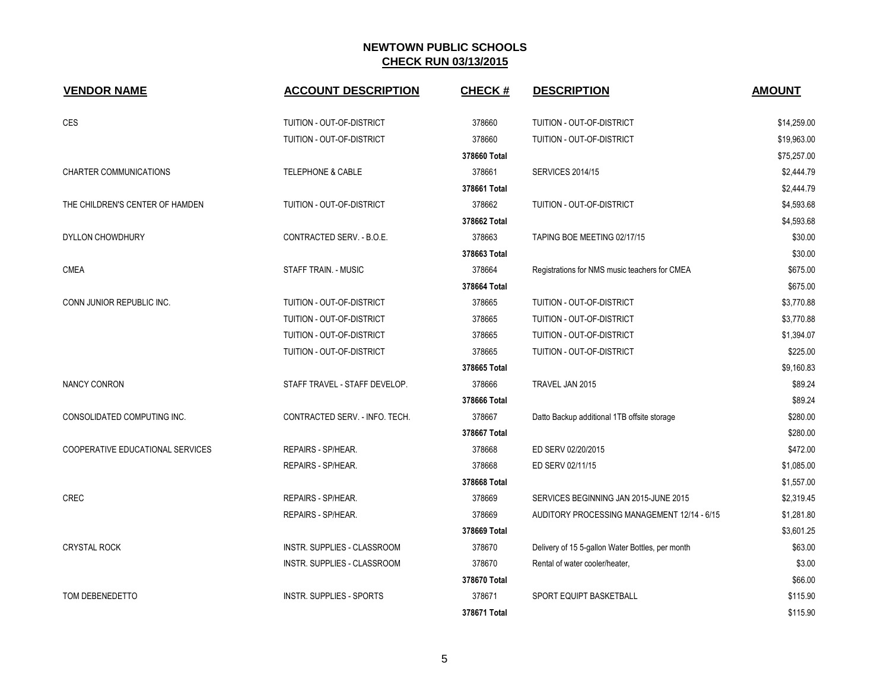## NEWTOWN PUBLIC SCHOOLS
## CHECK RUN 03/13/2015

| VENDOR NAME | ACCOUNT DESCRIPTION | CHECK # | DESCRIPTION | AMOUNT |
|---|---|---|---|---|
| CES | TUITION - OUT-OF-DISTRICT | 378660 | TUITION - OUT-OF-DISTRICT | $14,259.00 |
| | TUITION - OUT-OF-DISTRICT | 378660 | TUITION - OUT-OF-DISTRICT | $19,963.00 |
| | | **378660 Total** | | $75,257.00 |
| CHARTER COMMUNICATIONS | TELEPHONE & CABLE | 378661 | SERVICES 2014/15 | $2,444.79 |
| | | **378661 Total** | | $2,444.79 |
| THE CHILDREN'S CENTER OF HAMDEN | TUITION - OUT-OF-DISTRICT | 378662 | TUITION - OUT-OF-DISTRICT | $4,593.68 |
| | | **378662 Total** | | $4,593.68 |
| DYLLON CHOWDHURY | CONTRACTED SERV. - B.O.E. | 378663 | TAPING BOE MEETING 02/17/15 | $30.00 |
| | | **378663 Total** | | $30.00 |
| CMEA | STAFF TRAIN. - MUSIC | 378664 | Registrations for NMS music teachers for CMEA | $675.00 |
| | | **378664 Total** | | $675.00 |
| CONN JUNIOR REPUBLIC INC. | TUITION - OUT-OF-DISTRICT | 378665 | TUITION - OUT-OF-DISTRICT | $3,770.88 |
| | TUITION - OUT-OF-DISTRICT | 378665 | TUITION - OUT-OF-DISTRICT | $3,770.88 |
| | TUITION - OUT-OF-DISTRICT | 378665 | TUITION - OUT-OF-DISTRICT | $1,394.07 |
| | TUITION - OUT-OF-DISTRICT | 378665 | TUITION - OUT-OF-DISTRICT | $225.00 |
| | | **378665 Total** | | $9,160.83 |
| NANCY CONRON | STAFF TRAVEL - STAFF DEVELOP. | 378666 | TRAVEL JAN 2015 | $89.24 |
| | | **378666 Total** | | $89.24 |
| CONSOLIDATED COMPUTING INC. | CONTRACTED SERV. - INFO. TECH. | 378667 | Datto Backup additional 1TB offsite storage | $280.00 |
| | | **378667 Total** | | $280.00 |
| COOPERATIVE EDUCATIONAL SERVICES | REPAIRS - SP/HEAR. | 378668 | ED SERV 02/20/2015 | $472.00 |
| | REPAIRS - SP/HEAR. | 378668 | ED SERV 02/11/15 | $1,085.00 |
| | | **378668 Total** | | $1,557.00 |
| CREC | REPAIRS - SP/HEAR. | 378669 | SERVICES BEGINNING JAN 2015-JUNE 2015 | $2,319.45 |
| | REPAIRS - SP/HEAR. | 378669 | AUDITORY PROCESSING MANAGEMENT 12/14 - 6/15 | $1,281.80 |
| | | **378669 Total** | | $3,601.25 |
| CRYSTAL ROCK | INSTR. SUPPLIES - CLASSROOM | 378670 | Delivery of 15 5-gallon Water Bottles, per month | $63.00 |
| | INSTR. SUPPLIES - CLASSROOM | 378670 | Rental of water cooler/heater, | $3.00 |
| | | **378670 Total** | | $66.00 |
| TOM DEBENEDETTO | INSTR. SUPPLIES - SPORTS | 378671 | SPORT EQUIPT BASKETBALL | $115.90 |
| | | **378671 Total** | | $115.90 |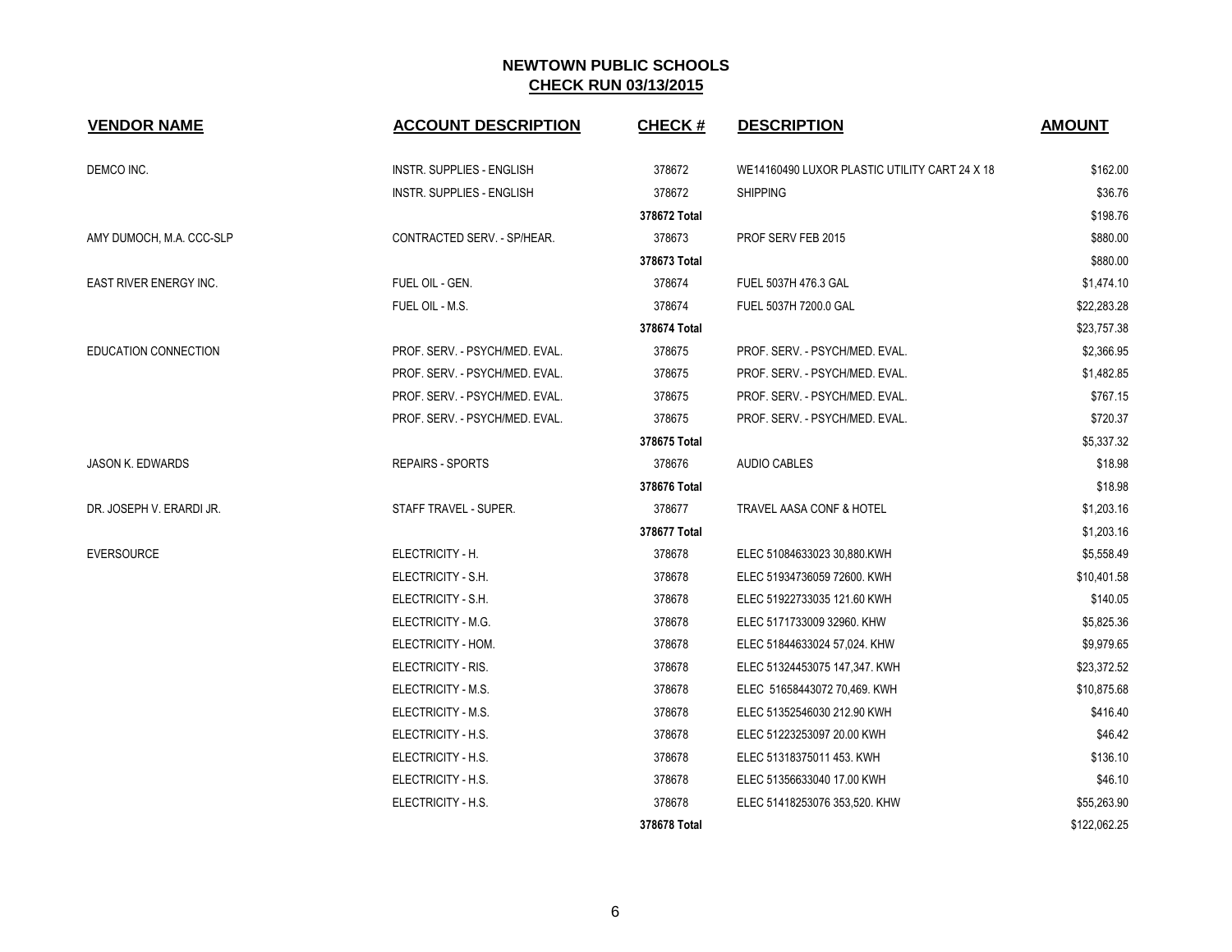# NEWTOWN PUBLIC SCHOOLS

## CHECK RUN 03/13/2015

| VENDOR NAME | ACCOUNT DESCRIPTION | CHECK # | DESCRIPTION | AMOUNT |
|---|---|---|---|---|
| DEMCO INC. | INSTR. SUPPLIES - ENGLISH | 378672 | WE14160490 LUXOR PLASTIC UTILITY CART 24 X 18 | $162.00 |
| | INSTR. SUPPLIES - ENGLISH | 378672 | SHIPPING | $36.76 |
| | | **378672 Total** | | $198.76 |
| AMY DUMOCH, M.A. CCC-SLP | CONTRACTED SERV. - SP/HEAR. | 378673 | PROF SERV FEB 2015 | $880.00 |
| | | **378673 Total** | | $880.00 |
| EAST RIVER ENERGY INC. | FUEL OIL - GEN. | 378674 | FUEL 5037H 476.3 GAL | $1,474.10 |
| | FUEL OIL - M.S. | 378674 | FUEL 5037H 7200.0 GAL | $22,283.28 |
| | | **378674 Total** | | $23,757.38 |
| EDUCATION CONNECTION | PROF. SERV. - PSYCH/MED. EVAL. | 378675 | PROF. SERV. - PSYCH/MED. EVAL. | $2,366.95 |
| | PROF. SERV. - PSYCH/MED. EVAL. | 378675 | PROF. SERV. - PSYCH/MED. EVAL. | $1,482.85 |
| | PROF. SERV. - PSYCH/MED. EVAL. | 378675 | PROF. SERV. - PSYCH/MED. EVAL. | $767.15 |
| | PROF. SERV. - PSYCH/MED. EVAL. | 378675 | PROF. SERV. - PSYCH/MED. EVAL. | $720.37 |
| | | **378675 Total** | | $5,337.32 |
| JASON K. EDWARDS | REPAIRS - SPORTS | 378676 | AUDIO CABLES | $18.98 |
| | | **378676 Total** | | $18.98 |
| DR. JOSEPH V. ERARDI JR. | STAFF TRAVEL - SUPER. | 378677 | TRAVEL AASA CONF & HOTEL | $1,203.16 |
| | | **378677 Total** | | $1,203.16 |
| EVERSOURCE | ELECTRICITY - H. | 378678 | ELEC 51084633023 30,880.KWH | $5,558.49 |
| | ELECTRICITY - S.H. | 378678 | ELEC 51934736059 72600. KWH | $10,401.58 |
| | ELECTRICITY - S.H. | 378678 | ELEC 51922733035 121.60 KWH | $140.05 |
| | ELECTRICITY - M.G. | 378678 | ELEC 5171733009 32960. KHW | $5,825.36 |
| | ELECTRICITY - HOM. | 378678 | ELEC 51844633024 57,024. KHW | $9,979.65 |
| | ELECTRICITY - RIS. | 378678 | ELEC 51324453075 147,347. KWH | $23,372.52 |
| | ELECTRICITY - M.S. | 378678 | ELEC 51658443072 70,469. KWH | $10,875.68 |
| | ELECTRICITY - M.S. | 378678 | ELEC 51352546030 212.90 KWH | $416.40 |
| | ELECTRICITY - H.S. | 378678 | ELEC 51223253097 20.00 KWH | $46.42 |
| | ELECTRICITY - H.S. | 378678 | ELEC 51318375011 453. KWH | $136.10 |
| | ELECTRICITY - H.S. | 378678 | ELEC 51356633040 17.00 KWH | $46.10 |
| | ELECTRICITY - H.S. | 378678 | ELEC 51418253076 353,520. KHW | $55,263.90 |
| | | **378678 Total** | | $122,062.25 |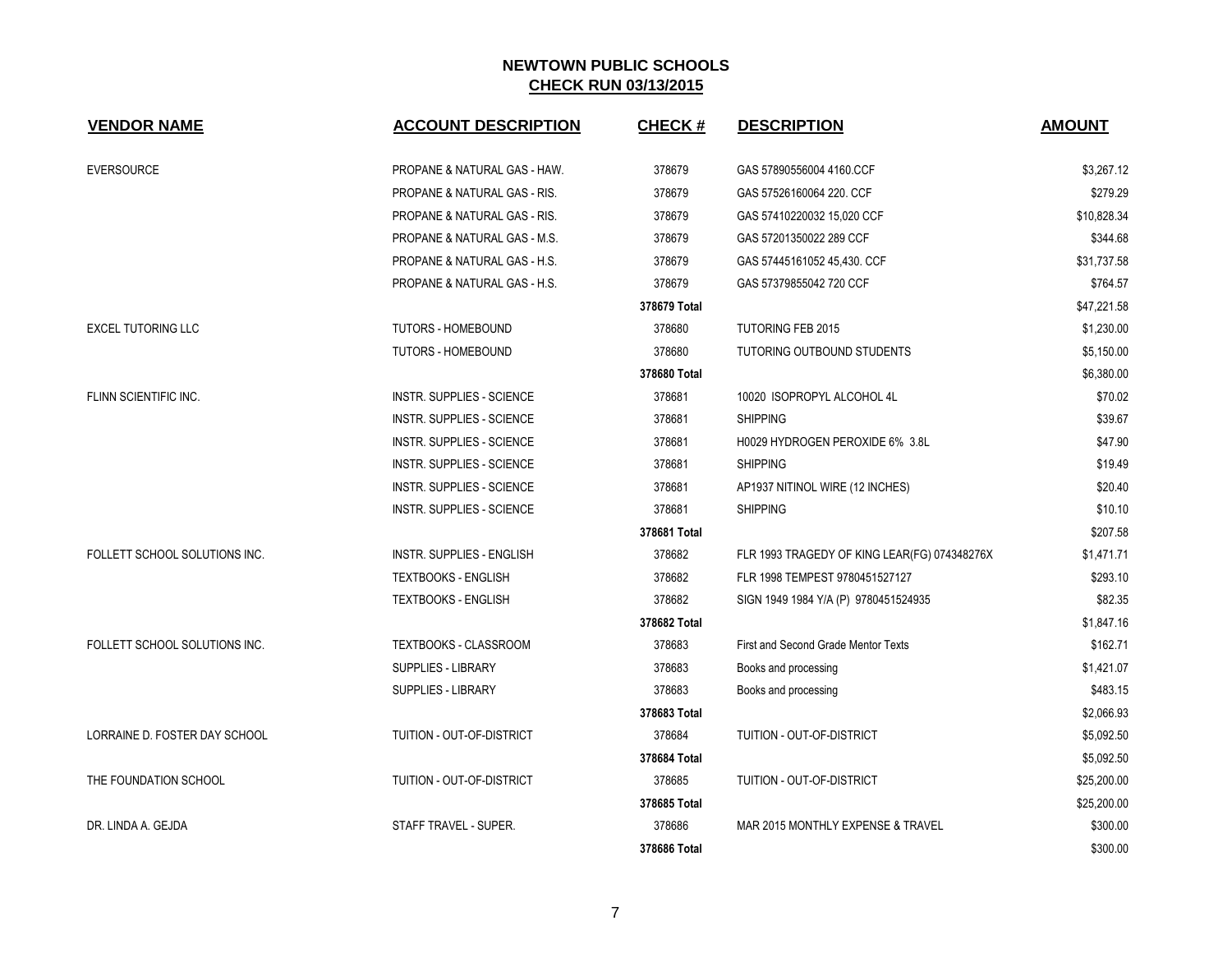# NEWTOWN PUBLIC SCHOOLS

## CHECK RUN 03/13/2015

| VENDOR NAME | ACCOUNT DESCRIPTION | CHECK # | DESCRIPTION | AMOUNT |
|---|---|---|---|---|
| EVERSOURCE | PROPANE & NATURAL GAS - HAW. | 378679 | GAS 57890556004 4160.CCF | $3,267.12 |
| | PROPANE & NATURAL GAS - RIS. | 378679 | GAS 57526160064 220. CCF | $279.29 |
| | PROPANE & NATURAL GAS - RIS. | 378679 | GAS 57410220032 15,020 CCF | $10,828.34 |
| | PROPANE & NATURAL GAS - M.S. | 378679 | GAS 57201350022 289 CCF | $344.68 |
| | PROPANE & NATURAL GAS - H.S. | 378679 | GAS 57445161052 45,430. CCF | $31,737.58 |
| | PROPANE & NATURAL GAS - H.S. | 378679 | GAS 57379855042 720 CCF | $764.57 |
| | | **378679 Total** | | $47,221.58 |
| EXCEL TUTORING LLC | TUTORS - HOMEBOUND | 378680 | TUTORING FEB 2015 | $1,230.00 |
| | TUTORS - HOMEBOUND | 378680 | TUTORING OUTBOUND STUDENTS | $5,150.00 |
| | | **378680 Total** | | $6,380.00 |
| FLINN SCIENTIFIC INC. | INSTR. SUPPLIES - SCIENCE | 378681 | 10020 ISOPROPYL ALCOHOL 4L | $70.02 |
| | INSTR. SUPPLIES - SCIENCE | 378681 | SHIPPING | $39.67 |
| | INSTR. SUPPLIES - SCIENCE | 378681 | H0029 HYDROGEN PEROXIDE 6% 3.8L | $47.90 |
| | INSTR. SUPPLIES - SCIENCE | 378681 | SHIPPING | $19.49 |
| | INSTR. SUPPLIES - SCIENCE | 378681 | AP1937 NITINOL WIRE (12 INCHES) | $20.40 |
| | INSTR. SUPPLIES - SCIENCE | 378681 | SHIPPING | $10.10 |
| | | **378681 Total** | | $207.58 |
| FOLLETT SCHOOL SOLUTIONS INC. | INSTR. SUPPLIES - ENGLISH | 378682 | FLR 1993 TRAGEDY OF KING LEAR(FG) 074348276X | $1,471.71 |
| | TEXTBOOKS - ENGLISH | 378682 | FLR 1998 TEMPEST 9780451527127 | $293.10 |
| | TEXTBOOKS - ENGLISH | 378682 | SIGN 1949 1984 Y/A (P) 9780451524935 | $82.35 |
| | | **378682 Total** | | $1,847.16 |
| FOLLETT SCHOOL SOLUTIONS INC. | TEXTBOOKS - CLASSROOM | 378683 | First and Second Grade Mentor Texts | $162.71 |
| | SUPPLIES - LIBRARY | 378683 | Books and processing | $1,421.07 |
| | SUPPLIES - LIBRARY | 378683 | Books and processing | $483.15 |
| | | **378683 Total** | | $2,066.93 |
| LORRAINE D. FOSTER DAY SCHOOL | TUITION - OUT-OF-DISTRICT | 378684 | TUITION - OUT-OF-DISTRICT | $5,092.50 |
| | | **378684 Total** | | $5,092.50 |
| THE FOUNDATION SCHOOL | TUITION - OUT-OF-DISTRICT | 378685 | TUITION - OUT-OF-DISTRICT | $25,200.00 |
| | | **378685 Total** | | $25,200.00 |
| DR. LINDA A. GEJDA | STAFF TRAVEL - SUPER. | 378686 | MAR 2015 MONTHLY EXPENSE & TRAVEL | $300.00 |
| | | **378686 Total** | | $300.00 |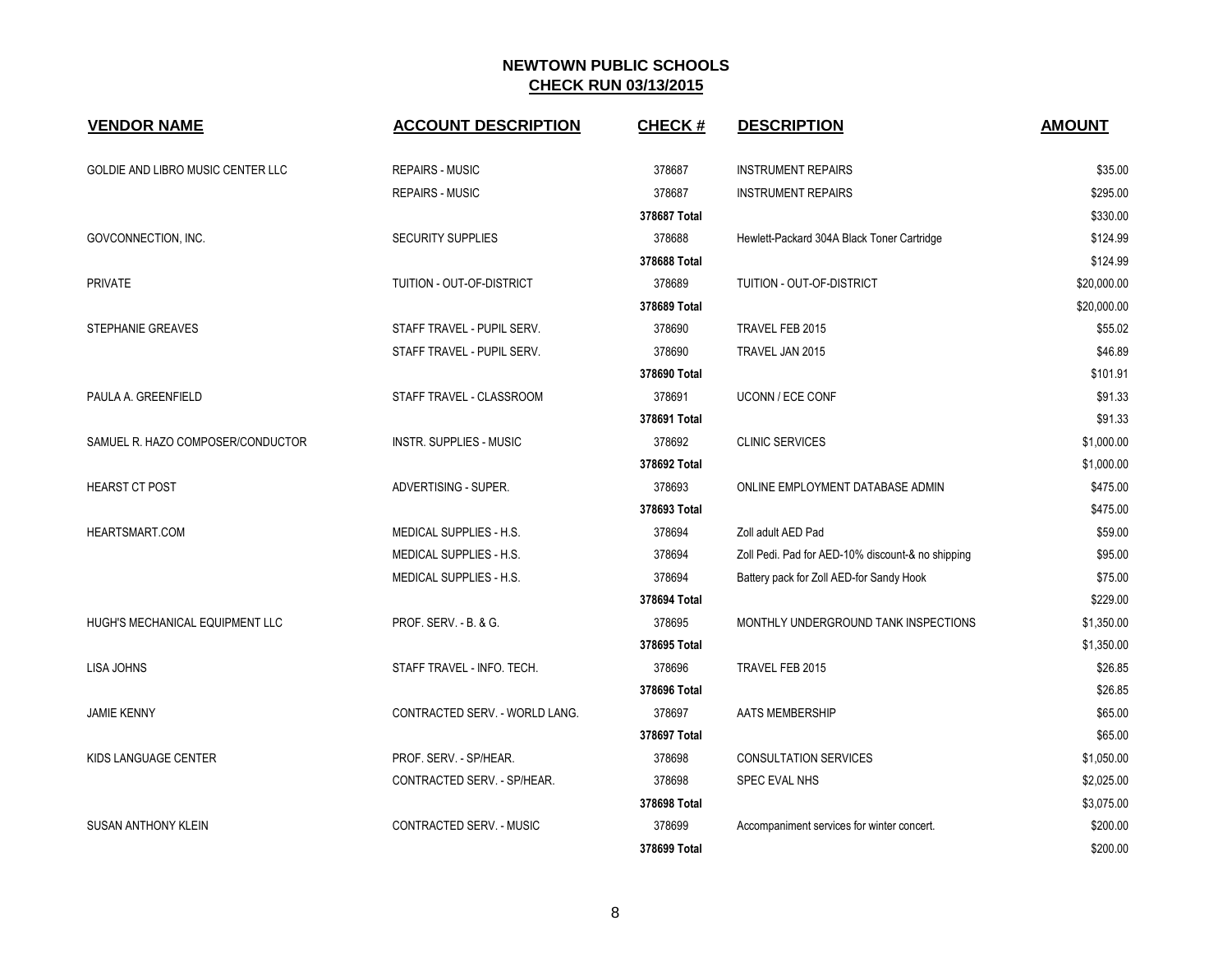## NEWTOWN PUBLIC SCHOOLS
## CHECK RUN 03/13/2015

| VENDOR NAME | ACCOUNT DESCRIPTION | CHECK # | DESCRIPTION | AMOUNT |
|---|---|---|---|---|
| GOLDIE AND LIBRO MUSIC CENTER LLC | REPAIRS - MUSIC | 378687 | INSTRUMENT REPAIRS | $35.00 |
| | REPAIRS - MUSIC | 378687 | INSTRUMENT REPAIRS | $295.00 |
| | | **378687 Total** | | $330.00 |
| GOVCONNECTION, INC. | SECURITY SUPPLIES | 378688 | Hewlett-Packard 304A Black Toner Cartridge | $124.99 |
| | | **378688 Total** | | $124.99 |
| PRIVATE | TUITION - OUT-OF-DISTRICT | 378689 | TUITION - OUT-OF-DISTRICT | $20,000.00 |
| | | **378689 Total** | | $20,000.00 |
| STEPHANIE GREAVES | STAFF TRAVEL - PUPIL SERV. | 378690 | TRAVEL FEB 2015 | $55.02 |
| | STAFF TRAVEL - PUPIL SERV. | 378690 | TRAVEL JAN 2015 | $46.89 |
| | | **378690 Total** | | $101.91 |
| PAULA A. GREENFIELD | STAFF TRAVEL - CLASSROOM | 378691 | UCONN / ECE CONF | $91.33 |
| | | **378691 Total** | | $91.33 |
| SAMUEL R. HAZO COMPOSER/CONDUCTOR | INSTR. SUPPLIES - MUSIC | 378692 | CLINIC SERVICES | $1,000.00 |
| | | **378692 Total** | | $1,000.00 |
| HEARST CT POST | ADVERTISING - SUPER. | 378693 | ONLINE EMPLOYMENT DATABASE ADMIN | $475.00 |
| | | **378693 Total** | | $475.00 |
| HEARTSMART.COM | MEDICAL SUPPLIES - H.S. | 378694 | Zoll adult AED Pad | $59.00 |
| | MEDICAL SUPPLIES - H.S. | 378694 | Zoll Pedi. Pad for AED-10% discount-& no shipping | $95.00 |
| | MEDICAL SUPPLIES - H.S. | 378694 | Battery pack for Zoll AED-for Sandy Hook | $75.00 |
| | | **378694 Total** | | $229.00 |
| HUGH'S MECHANICAL EQUIPMENT LLC | PROF. SERV. - B. & G. | 378695 | MONTHLY UNDERGROUND TANK INSPECTIONS | $1,350.00 |
| | | **378695 Total** | | $1,350.00 |
| LISA JOHNS | STAFF TRAVEL - INFO. TECH. | 378696 | TRAVEL FEB 2015 | $26.85 |
| | | **378696 Total** | | $26.85 |
| JAMIE KENNY | CONTRACTED SERV. - WORLD LANG. | 378697 | AATS MEMBERSHIP | $65.00 |
| | | **378697 Total** | | $65.00 |
| KIDS LANGUAGE CENTER | PROF. SERV. - SP/HEAR. | 378698 | CONSULTATION SERVICES | $1,050.00 |
| | CONTRACTED SERV. - SP/HEAR. | 378698 | SPEC EVAL NHS | $2,025.00 |
| | | **378698 Total** | | $3,075.00 |
| SUSAN ANTHONY KLEIN | CONTRACTED SERV. - MUSIC | 378699 | Accompaniment services for winter concert. | $200.00 |
| | | **378699 Total** | | $200.00 |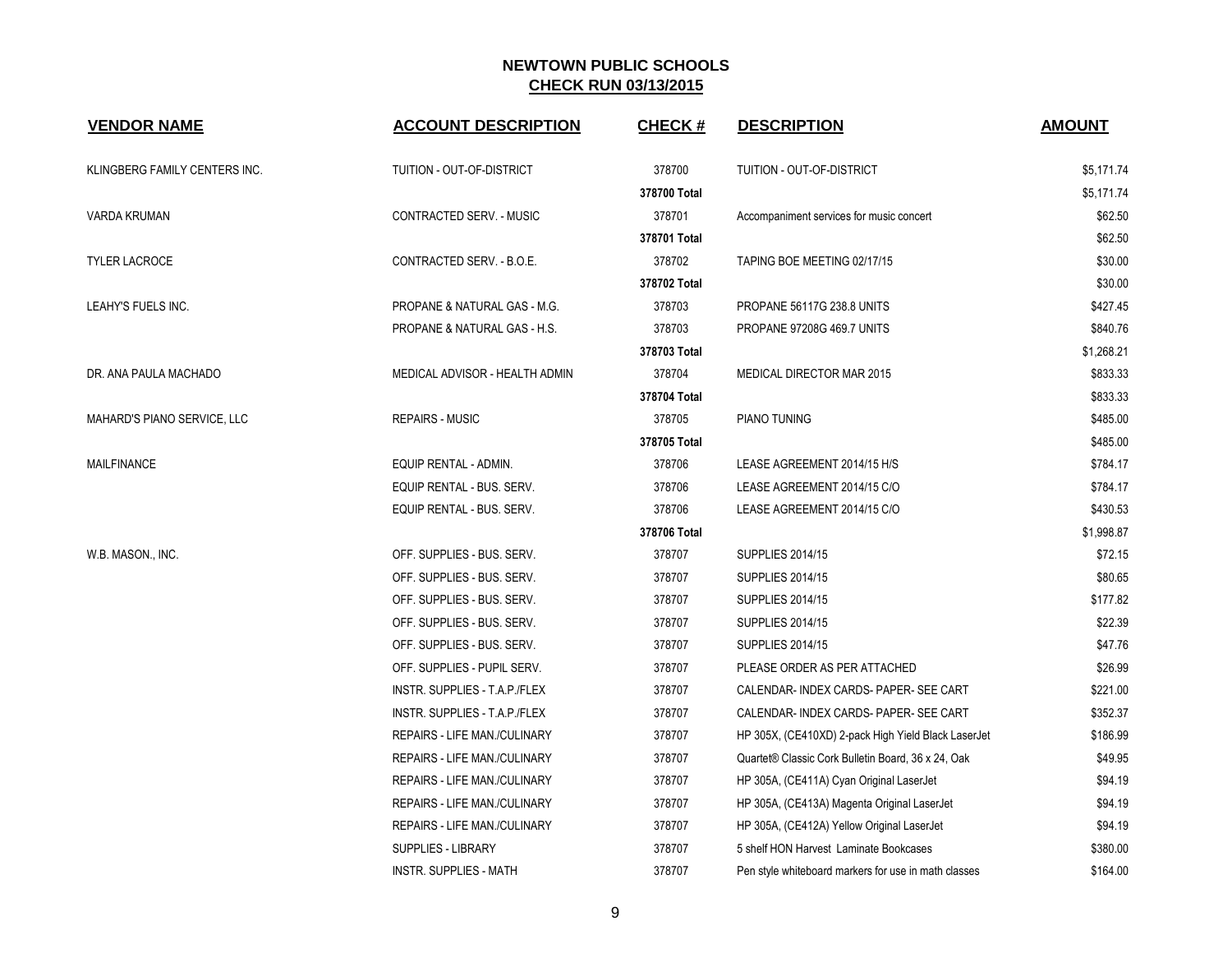# NEWTOWN PUBLIC SCHOOLS

## CHECK RUN 03/13/2015

| VENDOR NAME | ACCOUNT DESCRIPTION | CHECK # | DESCRIPTION | AMOUNT |
|---|---|---|---|---|
| KLINGBERG FAMILY CENTERS INC. | TUITION - OUT-OF-DISTRICT | 378700 | TUITION - OUT-OF-DISTRICT | $5,171.74 |
| | | **378700 Total** | | $5,171.74 |
| VARDA KRUMAN | CONTRACTED SERV. - MUSIC | 378701 | Accompaniment services for music concert | $62.50 |
| | | **378701 Total** | | $62.50 |
| TYLER LACROCE | CONTRACTED SERV. - B.O.E. | 378702 | TAPING BOE MEETING 02/17/15 | $30.00 |
| | | **378702 Total** | | $30.00 |
| LEAHY'S FUELS INC. | PROPANE & NATURAL GAS - M.G. | 378703 | PROPANE 56117G 238.8 UNITS | $427.45 |
| | PROPANE & NATURAL GAS - H.S. | 378703 | PROPANE 97208G 469.7 UNITS | $840.76 |
| | | **378703 Total** | | $1,268.21 |
| DR. ANA PAULA MACHADO | MEDICAL ADVISOR - HEALTH ADMIN | 378704 | MEDICAL DIRECTOR MAR 2015 | $833.33 |
| | | **378704 Total** | | $833.33 |
| MAHARD'S PIANO SERVICE, LLC | REPAIRS - MUSIC | 378705 | PIANO TUNING | $485.00 |
| | | **378705 Total** | | $485.00 |
| MAILFINANCE | EQUIP RENTAL - ADMIN. | 378706 | LEASE AGREEMENT 2014/15 H/S | $784.17 |
| | EQUIP RENTAL - BUS. SERV. | 378706 | LEASE AGREEMENT 2014/15 C/O | $784.17 |
| | EQUIP RENTAL - BUS. SERV. | 378706 | LEASE AGREEMENT 2014/15 C/O | $430.53 |
| | | **378706 Total** | | $1,998.87 |
| W.B. MASON., INC. | OFF. SUPPLIES - BUS. SERV. | 378707 | SUPPLIES 2014/15 | $72.15 |
| | OFF. SUPPLIES - BUS. SERV. | 378707 | SUPPLIES 2014/15 | $80.65 |
| | OFF. SUPPLIES - BUS. SERV. | 378707 | SUPPLIES 2014/15 | $177.82 |
| | OFF. SUPPLIES - BUS. SERV. | 378707 | SUPPLIES 2014/15 | $22.39 |
| | OFF. SUPPLIES - BUS. SERV. | 378707 | SUPPLIES 2014/15 | $47.76 |
| | OFF. SUPPLIES - PUPIL SERV. | 378707 | PLEASE ORDER AS PER ATTACHED | $26.99 |
| | INSTR. SUPPLIES - T.A.P./FLEX | 378707 | CALENDAR- INDEX CARDS- PAPER- SEE CART | $221.00 |
| | INSTR. SUPPLIES - T.A.P./FLEX | 378707 | CALENDAR- INDEX CARDS- PAPER- SEE CART | $352.37 |
| | REPAIRS - LIFE MAN./CULINARY | 378707 | HP 305X, (CE410XD) 2-pack High Yield Black LaserJet | $186.99 |
| | REPAIRS - LIFE MAN./CULINARY | 378707 | Quartet® Classic Cork Bulletin Board, 36 x 24, Oak | $49.95 |
| | REPAIRS - LIFE MAN./CULINARY | 378707 | HP 305A, (CE411A) Cyan Original LaserJet | $94.19 |
| | REPAIRS - LIFE MAN./CULINARY | 378707 | HP 305A, (CE413A) Magenta Original LaserJet | $94.19 |
| | REPAIRS - LIFE MAN./CULINARY | 378707 | HP 305A, (CE412A) Yellow Original LaserJet | $94.19 |
| | SUPPLIES - LIBRARY | 378707 | 5 shelf HON Harvest Laminate Bookcases | $380.00 |
| | INSTR. SUPPLIES - MATH | 378707 | Pen style whiteboard markers for use in math classes | $164.00 |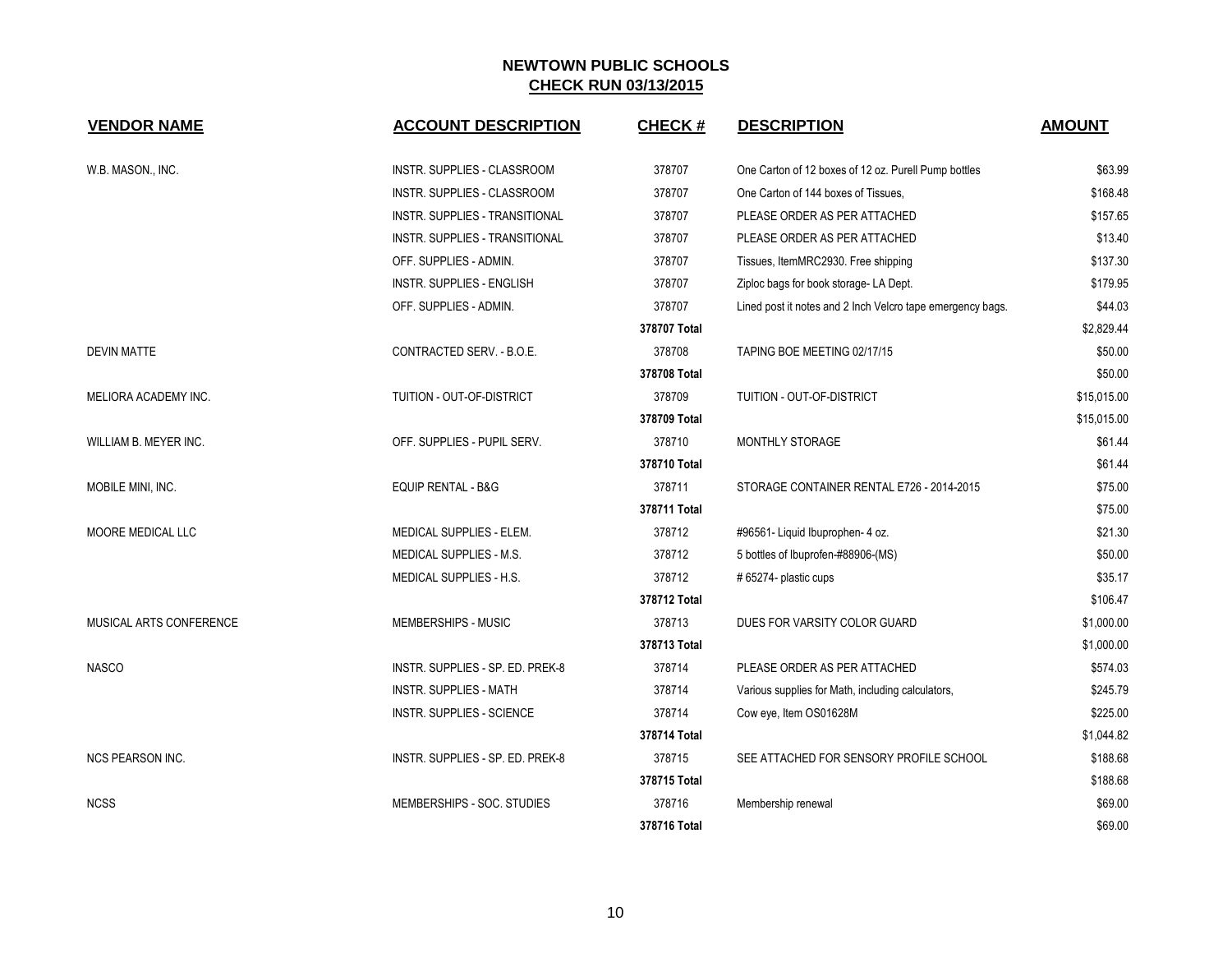# NEWTOWN PUBLIC SCHOOLS

## CHECK RUN 03/13/2015

| VENDOR NAME | ACCOUNT DESCRIPTION | CHECK # | DESCRIPTION | AMOUNT |
|---|---|---|---|---|
| W.B. MASON., INC. | INSTR. SUPPLIES - CLASSROOM | 378707 | One Carton of 12 boxes of 12 oz. Purell Pump bottles | $63.99 |
| | INSTR. SUPPLIES - CLASSROOM | 378707 | One Carton of 144 boxes of Tissues, | $168.48 |
| | INSTR. SUPPLIES - TRANSITIONAL | 378707 | PLEASE ORDER AS PER ATTACHED | $157.65 |
| | INSTR. SUPPLIES - TRANSITIONAL | 378707 | PLEASE ORDER AS PER ATTACHED | $13.40 |
| | OFF. SUPPLIES - ADMIN. | 378707 | Tissues, ItemMRC2930. Free shipping | $137.30 |
| | INSTR. SUPPLIES - ENGLISH | 378707 | Ziploc bags for book storage- LA Dept. | $179.95 |
| | OFF. SUPPLIES - ADMIN. | 378707 | Lined post it notes and 2 Inch Velcro tape emergency bags. | $44.03 |
| | | **378707 Total** | | $2,829.44 |
| DEVIN MATTE | CONTRACTED SERV. - B.O.E. | 378708 | TAPING BOE MEETING 02/17/15 | $50.00 |
| | | **378708 Total** | | $50.00 |
| MELIORA ACADEMY INC. | TUITION - OUT-OF-DISTRICT | 378709 | TUITION - OUT-OF-DISTRICT | $15,015.00 |
| | | **378709 Total** | | $15,015.00 |
| WILLIAM B. MEYER INC. | OFF. SUPPLIES - PUPIL SERV. | 378710 | MONTHLY STORAGE | $61.44 |
| | | **378710 Total** | | $61.44 |
| MOBILE MINI, INC. | EQUIP RENTAL - B&G | 378711 | STORAGE CONTAINER RENTAL E726 - 2014-2015 | $75.00 |
| | | **378711 Total** | | $75.00 |
| MOORE MEDICAL LLC | MEDICAL SUPPLIES - ELEM. | 378712 | #96561- Liquid Ibuprophen- 4 oz. | $21.30 |
| | MEDICAL SUPPLIES - M.S. | 378712 | 5 bottles of Ibuprofen-#88906-(MS) | $50.00 |
| | MEDICAL SUPPLIES - H.S. | 378712 | # 65274- plastic cups | $35.17 |
| | | **378712 Total** | | $106.47 |
| MUSICAL ARTS CONFERENCE | MEMBERSHIPS - MUSIC | 378713 | DUES FOR VARSITY COLOR GUARD | $1,000.00 |
| | | **378713 Total** | | $1,000.00 |
| NASCO | INSTR. SUPPLIES - SP. ED. PREK-8 | 378714 | PLEASE ORDER AS PER ATTACHED | $574.03 |
| | INSTR. SUPPLIES - MATH | 378714 | Various supplies for Math, including calculators, | $245.79 |
| | INSTR. SUPPLIES - SCIENCE | 378714 | Cow eye, Item OS01628M | $225.00 |
| | | **378714 Total** | | $1,044.82 |
| NCS PEARSON INC. | INSTR. SUPPLIES - SP. ED. PREK-8 | 378715 | SEE ATTACHED FOR SENSORY PROFILE SCHOOL | $188.68 |
| | | **378715 Total** | | $188.68 |
| NCSS | MEMBERSHIPS - SOC. STUDIES | 378716 | Membership renewal | $69.00 |
| | | **378716 Total** | | $69.00 |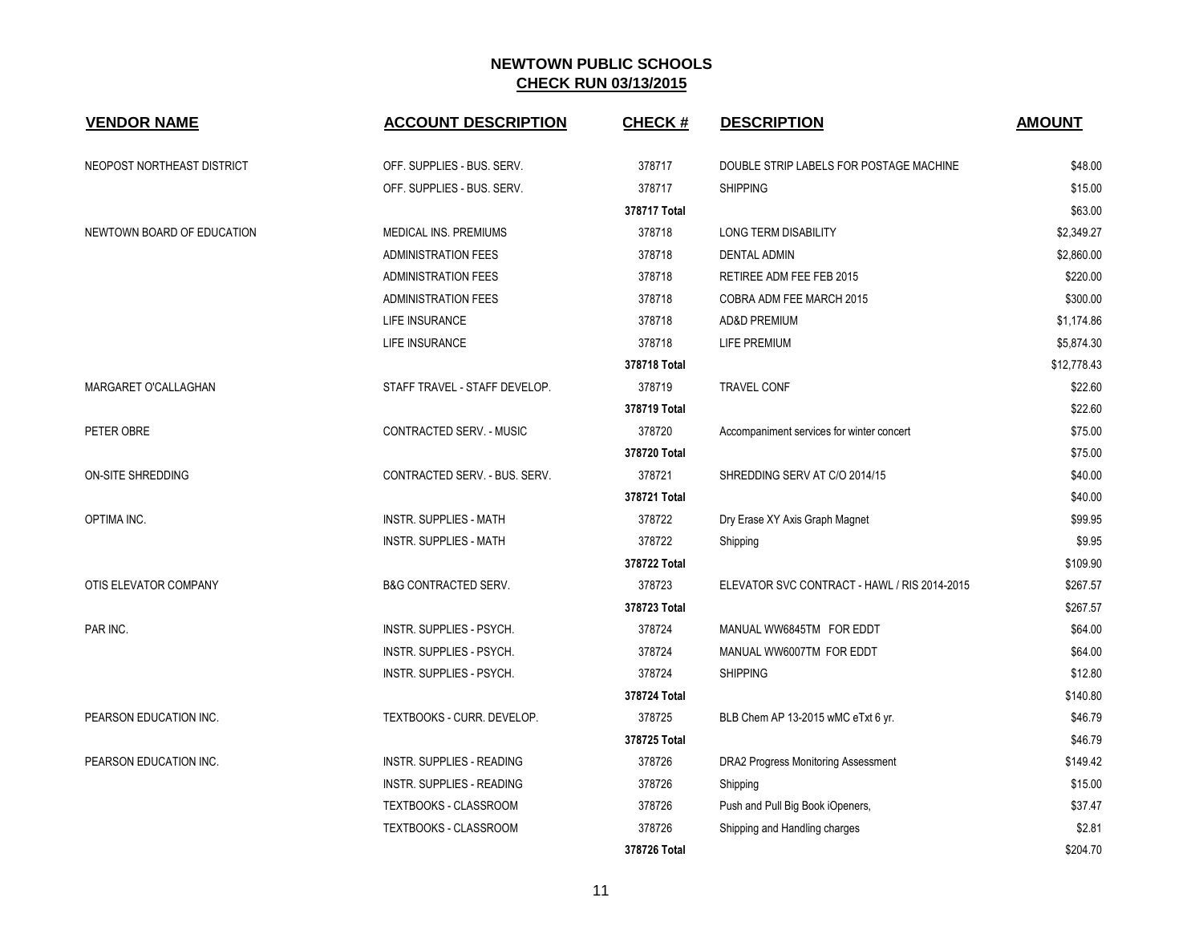# NEWTOWN PUBLIC SCHOOLS

## CHECK RUN 03/13/2015

| VENDOR NAME | ACCOUNT DESCRIPTION | CHECK # | DESCRIPTION | AMOUNT |
|---|---|---|---|---|
| NEOPOST NORTHEAST DISTRICT | OFF. SUPPLIES - BUS. SERV. | 378717 | DOUBLE STRIP LABELS FOR POSTAGE MACHINE | $48.00 |
| | OFF. SUPPLIES - BUS. SERV. | 378717 | SHIPPING | $15.00 |
| | | **378717 Total** | | $63.00 |
| NEWTOWN BOARD OF EDUCATION | MEDICAL INS. PREMIUMS | 378718 | LONG TERM DISABILITY | $2,349.27 |
| | ADMINISTRATION FEES | 378718 | DENTAL ADMIN | $2,860.00 |
| | ADMINISTRATION FEES | 378718 | RETIREE ADM FEE FEB 2015 | $220.00 |
| | ADMINISTRATION FEES | 378718 | COBRA ADM FEE MARCH 2015 | $300.00 |
| | LIFE INSURANCE | 378718 | AD&D PREMIUM | $1,174.86 |
| | LIFE INSURANCE | 378718 | LIFE PREMIUM | $5,874.30 |
| | | **378718 Total** | | $12,778.43 |
| MARGARET O'CALLAGHAN | STAFF TRAVEL - STAFF DEVELOP. | 378719 | TRAVEL CONF | $22.60 |
| | | **378719 Total** | | $22.60 |
| PETER OBRE | CONTRACTED SERV. - MUSIC | 378720 | Accompaniment services for winter concert | $75.00 |
| | | **378720 Total** | | $75.00 |
| ON-SITE SHREDDING | CONTRACTED SERV. - BUS. SERV. | 378721 | SHREDDING SERV AT C/O 2014/15 | $40.00 |
| | | **378721 Total** | | $40.00 |
| OPTIMA INC. | INSTR. SUPPLIES - MATH | 378722 | Dry Erase XY Axis Graph Magnet | $99.95 |
| | INSTR. SUPPLIES - MATH | 378722 | Shipping | $9.95 |
| | | **378722 Total** | | $109.90 |
| OTIS ELEVATOR COMPANY | B&G CONTRACTED SERV. | 378723 | ELEVATOR SVC CONTRACT - HAWL / RIS 2014-2015 | $267.57 |
| | | **378723 Total** | | $267.57 |
| PAR INC. | INSTR. SUPPLIES - PSYCH. | 378724 | MANUAL WW6845TM FOR EDDT | $64.00 |
| | INSTR. SUPPLIES - PSYCH. | 378724 | MANUAL WW6007TM FOR EDDT | $64.00 |
| | INSTR. SUPPLIES - PSYCH. | 378724 | SHIPPING | $12.80 |
| | | **378724 Total** | | $140.80 |
| PEARSON EDUCATION INC. | TEXTBOOKS - CURR. DEVELOP. | 378725 | BLB Chem AP 13-2015 wMC eTxt 6 yr. | $46.79 |
| | | **378725 Total** | | $46.79 |
| PEARSON EDUCATION INC. | INSTR. SUPPLIES - READING | 378726 | DRA2 Progress Monitoring Assessment | $149.42 |
| | INSTR. SUPPLIES - READING | 378726 | Shipping | $15.00 |
| | TEXTBOOKS - CLASSROOM | 378726 | Push and Pull Big Book iOpeners, | $37.47 |
| | TEXTBOOKS - CLASSROOM | 378726 | Shipping and Handling charges | $2.81 |
| | | **378726 Total** | | $204.70 |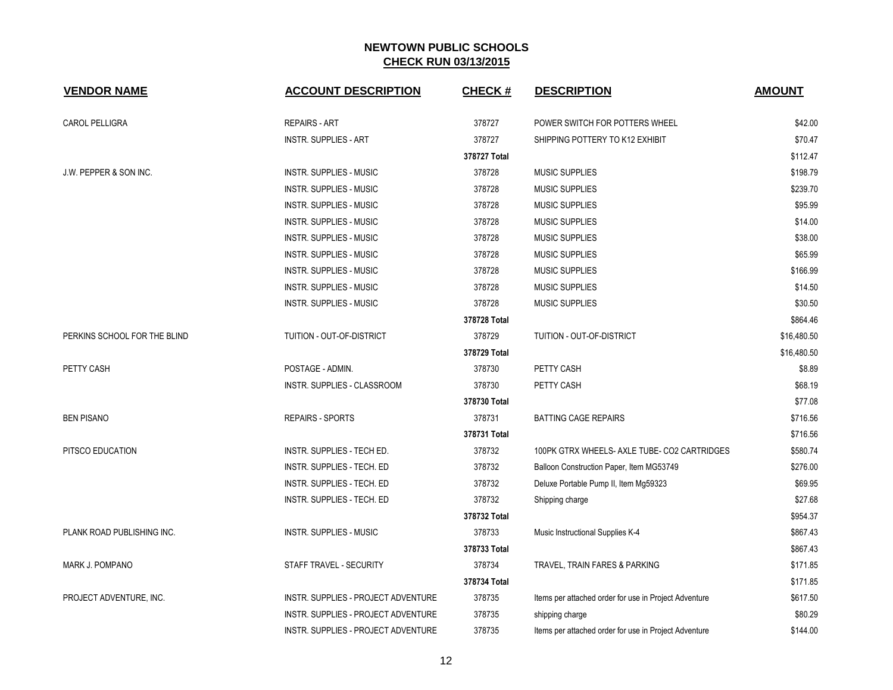# NEWTOWN PUBLIC SCHOOLS

## CHECK RUN 03/13/2015

| VENDOR NAME | ACCOUNT DESCRIPTION | CHECK # | DESCRIPTION | AMOUNT |
|---|---|---|---|---|
| CAROL PELLIGRA | REPAIRS - ART | 378727 | POWER SWITCH FOR POTTERS WHEEL | $42.00 |
| | INSTR. SUPPLIES - ART | 378727 | SHIPPING POTTERY TO K12 EXHIBIT | $70.47 |
| | | **378727 Total** | | $112.47 |
| J.W. PEPPER & SON INC. | INSTR. SUPPLIES - MUSIC | 378728 | MUSIC SUPPLIES | $198.79 |
| | INSTR. SUPPLIES - MUSIC | 378728 | MUSIC SUPPLIES | $239.70 |
| | INSTR. SUPPLIES - MUSIC | 378728 | MUSIC SUPPLIES | $95.99 |
| | INSTR. SUPPLIES - MUSIC | 378728 | MUSIC SUPPLIES | $14.00 |
| | INSTR. SUPPLIES - MUSIC | 378728 | MUSIC SUPPLIES | $38.00 |
| | INSTR. SUPPLIES - MUSIC | 378728 | MUSIC SUPPLIES | $65.99 |
| | INSTR. SUPPLIES - MUSIC | 378728 | MUSIC SUPPLIES | $166.99 |
| | INSTR. SUPPLIES - MUSIC | 378728 | MUSIC SUPPLIES | $14.50 |
| | INSTR. SUPPLIES - MUSIC | 378728 | MUSIC SUPPLIES | $30.50 |
| | | **378728 Total** | | $864.46 |
| PERKINS SCHOOL FOR THE BLIND | TUITION - OUT-OF-DISTRICT | 378729 | TUITION - OUT-OF-DISTRICT | $16,480.50 |
| | | **378729 Total** | | $16,480.50 |
| PETTY CASH | POSTAGE - ADMIN. | 378730 | PETTY CASH | $8.89 |
| | INSTR. SUPPLIES - CLASSROOM | 378730 | PETTY CASH | $68.19 |
| | | **378730 Total** | | $77.08 |
| BEN PISANO | REPAIRS - SPORTS | 378731 | BATTING CAGE REPAIRS | $716.56 |
| | | **378731 Total** | | $716.56 |
| PITSCO EDUCATION | INSTR. SUPPLIES - TECH ED. | 378732 | 100PK GTRX WHEELS- AXLE TUBE- CO2 CARTRIDGES | $580.74 |
| | INSTR. SUPPLIES - TECH. ED | 378732 | Balloon Construction Paper, Item MG53749 | $276.00 |
| | INSTR. SUPPLIES - TECH. ED | 378732 | Deluxe Portable Pump II, Item Mg59323 | $69.95 |
| | INSTR. SUPPLIES - TECH. ED | 378732 | Shipping charge | $27.68 |
| | | **378732 Total** | | $954.37 |
| PLANK ROAD PUBLISHING INC. | INSTR. SUPPLIES - MUSIC | 378733 | Music Instructional Supplies K-4 | $867.43 |
| | | **378733 Total** | | $867.43 |
| MARK J. POMPANO | STAFF TRAVEL - SECURITY | 378734 | TRAVEL, TRAIN FARES & PARKING | $171.85 |
| | | **378734 Total** | | $171.85 |
| PROJECT ADVENTURE, INC. | INSTR. SUPPLIES - PROJECT ADVENTURE | 378735 | Items per attached order for use in Project Adventure | $617.50 |
| | INSTR. SUPPLIES - PROJECT ADVENTURE | 378735 | shipping charge | $80.29 |
| | INSTR. SUPPLIES - PROJECT ADVENTURE | 378735 | Items per attached order for use in Project Adventure | $144.00 |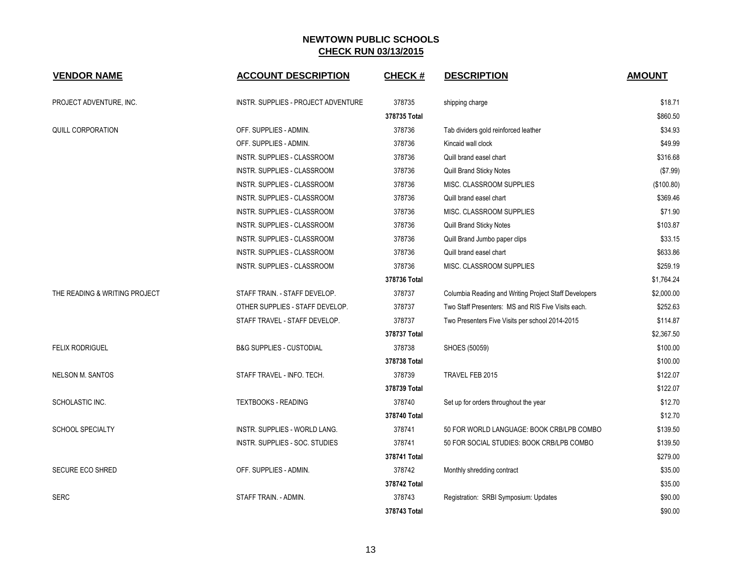# NEWTOWN PUBLIC SCHOOLS

## CHECK RUN 03/13/2015

| VENDOR NAME | ACCOUNT DESCRIPTION | CHECK # | DESCRIPTION | AMOUNT |
|---|---|---|---|---|
| PROJECT ADVENTURE, INC. | INSTR. SUPPLIES - PROJECT ADVENTURE | 378735 | shipping charge | $18.71 |
| | | 378735 Total | | $860.50 |
| QUILL CORPORATION | OFF. SUPPLIES - ADMIN. | 378736 | Tab dividers gold reinforced leather | $34.93 |
| | OFF. SUPPLIES - ADMIN. | 378736 | Kincaid wall clock | $49.99 |
| | INSTR. SUPPLIES - CLASSROOM | 378736 | Quill brand easel chart | $316.68 |
| | INSTR. SUPPLIES - CLASSROOM | 378736 | Quill Brand Sticky Notes | ($7.99) |
| | INSTR. SUPPLIES - CLASSROOM | 378736 | MISC. CLASSROOM SUPPLIES | ($100.80) |
| | INSTR. SUPPLIES - CLASSROOM | 378736 | Quill brand easel chart | $369.46 |
| | INSTR. SUPPLIES - CLASSROOM | 378736 | MISC. CLASSROOM SUPPLIES | $71.90 |
| | INSTR. SUPPLIES - CLASSROOM | 378736 | Quill Brand Sticky Notes | $103.87 |
| | INSTR. SUPPLIES - CLASSROOM | 378736 | Quill Brand Jumbo paper clips | $33.15 |
| | INSTR. SUPPLIES - CLASSROOM | 378736 | Quill brand easel chart | $633.86 |
| | INSTR. SUPPLIES - CLASSROOM | 378736 | MISC. CLASSROOM SUPPLIES | $259.19 |
| | | 378736 Total | | $1,764.24 |
| THE READING & WRITING PROJECT | STAFF TRAIN. - STAFF DEVELOP. | 378737 | Columbia Reading and Writing Project Staff Developers | $2,000.00 |
| | OTHER SUPPLIES - STAFF DEVELOP. | 378737 | Two Staff Presenters: MS and RIS Five Visits each. | $252.63 |
| | STAFF TRAVEL - STAFF DEVELOP. | 378737 | Two Presenters Five Visits per school 2014-2015 | $114.87 |
| | | 378737 Total | | $2,367.50 |
| FELIX RODRIGUEL | B&G SUPPLIES - CUSTODIAL | 378738 | SHOES (50059) | $100.00 |
| | | 378738 Total | | $100.00 |
| NELSON M. SANTOS | STAFF TRAVEL - INFO. TECH. | 378739 | TRAVEL FEB 2015 | $122.07 |
| | | 378739 Total | | $122.07 |
| SCHOLASTIC INC. | TEXTBOOKS - READING | 378740 | Set up for orders throughout the year | $12.70 |
| | | 378740 Total | | $12.70 |
| SCHOOL SPECIALTY | INSTR. SUPPLIES - WORLD LANG. | 378741 | 50 FOR WORLD LANGUAGE: BOOK CRB/LPB COMBO | $139.50 |
| | INSTR. SUPPLIES - SOC. STUDIES | 378741 | 50 FOR SOCIAL STUDIES: BOOK CRB/LPB COMBO | $139.50 |
| | | 378741 Total | | $279.00 |
| SECURE ECO SHRED | OFF. SUPPLIES - ADMIN. | 378742 | Monthly shredding contract | $35.00 |
| | | 378742 Total | | $35.00 |
| SERC | STAFF TRAIN. - ADMIN. | 378743 | Registration: SRBI Symposium: Updates | $90.00 |
| | | 378743 Total | | $90.00 |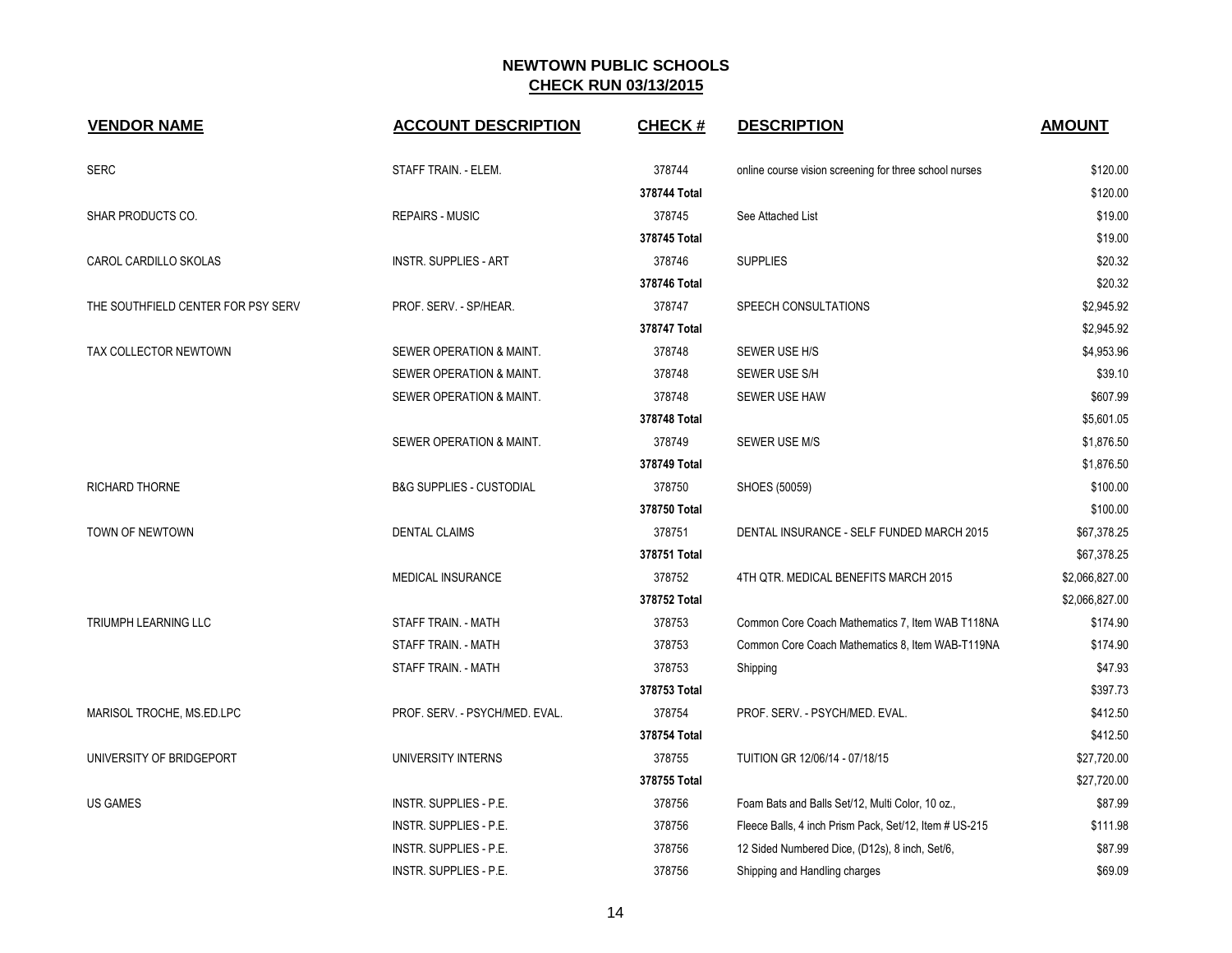# NEWTOWN PUBLIC SCHOOLS

## CHECK RUN 03/13/2015

| VENDOR NAME | ACCOUNT DESCRIPTION | CHECK # | DESCRIPTION | AMOUNT |
|---|---|---|---|---|
| SERC | STAFF TRAIN. - ELEM. | 378744 | online course vision screening for three school nurses | $120.00 |
| | | **378744 Total** | | $120.00 |
| SHAR PRODUCTS CO. | REPAIRS - MUSIC | 378745 | See Attached List | $19.00 |
| | | **378745 Total** | | $19.00 |
| CAROL CARDILLO SKOLAS | INSTR. SUPPLIES - ART | 378746 | SUPPLIES | $20.32 |
| | | **378746 Total** | | $20.32 |
| THE SOUTHFIELD CENTER FOR PSY SERV | PROF. SERV. - SP/HEAR. | 378747 | SPEECH CONSULTATIONS | $2,945.92 |
| | | **378747 Total** | | $2,945.92 |
| TAX COLLECTOR NEWTOWN | SEWER OPERATION & MAINT. | 378748 | SEWER USE H/S | $4,953.96 |
| | SEWER OPERATION & MAINT. | 378748 | SEWER USE S/H | $39.10 |
| | SEWER OPERATION & MAINT. | 378748 | SEWER USE HAW | $607.99 |
| | | **378748 Total** | | $5,601.05 |
| | SEWER OPERATION & MAINT. | 378749 | SEWER USE M/S | $1,876.50 |
| | | **378749 Total** | | $1,876.50 |
| RICHARD THORNE | B&G SUPPLIES - CUSTODIAL | 378750 | SHOES (50059) | $100.00 |
| | | **378750 Total** | | $100.00 |
| TOWN OF NEWTOWN | DENTAL CLAIMS | 378751 | DENTAL INSURANCE - SELF FUNDED MARCH 2015 | $67,378.25 |
| | | **378751 Total** | | $67,378.25 |
| | MEDICAL INSURANCE | 378752 | 4TH QTR. MEDICAL BENEFITS MARCH 2015 | $2,066,827.00 |
| | | **378752 Total** | | $2,066,827.00 |
| TRIUMPH LEARNING LLC | STAFF TRAIN. - MATH | 378753 | Common Core Coach Mathematics 7, Item WAB T118NA | $174.90 |
| | STAFF TRAIN. - MATH | 378753 | Common Core Coach Mathematics 8, Item WAB-T119NA | $174.90 |
| | STAFF TRAIN. - MATH | 378753 | Shipping | $47.93 |
| | | **378753 Total** | | $397.73 |
| MARISOL TROCHE, MS.ED.LPC | PROF. SERV. - PSYCH/MED. EVAL. | 378754 | PROF. SERV. - PSYCH/MED. EVAL. | $412.50 |
| | | **378754 Total** | | $412.50 |
| UNIVERSITY OF BRIDGEPORT | UNIVERSITY INTERNS | 378755 | TUITION GR 12/06/14 - 07/18/15 | $27,720.00 |
| | | **378755 Total** | | $27,720.00 |
| US GAMES | INSTR. SUPPLIES - P.E. | 378756 | Foam Bats and Balls Set/12, Multi Color, 10 oz., | $87.99 |
| | INSTR. SUPPLIES - P.E. | 378756 | Fleece Balls, 4 inch Prism Pack, Set/12, Item # US-215 | $111.98 |
| | INSTR. SUPPLIES - P.E. | 378756 | 12 Sided Numbered Dice, (D12s), 8 inch, Set/6, | $87.99 |
| | INSTR. SUPPLIES - P.E. | 378756 | Shipping and Handling charges | $69.09 |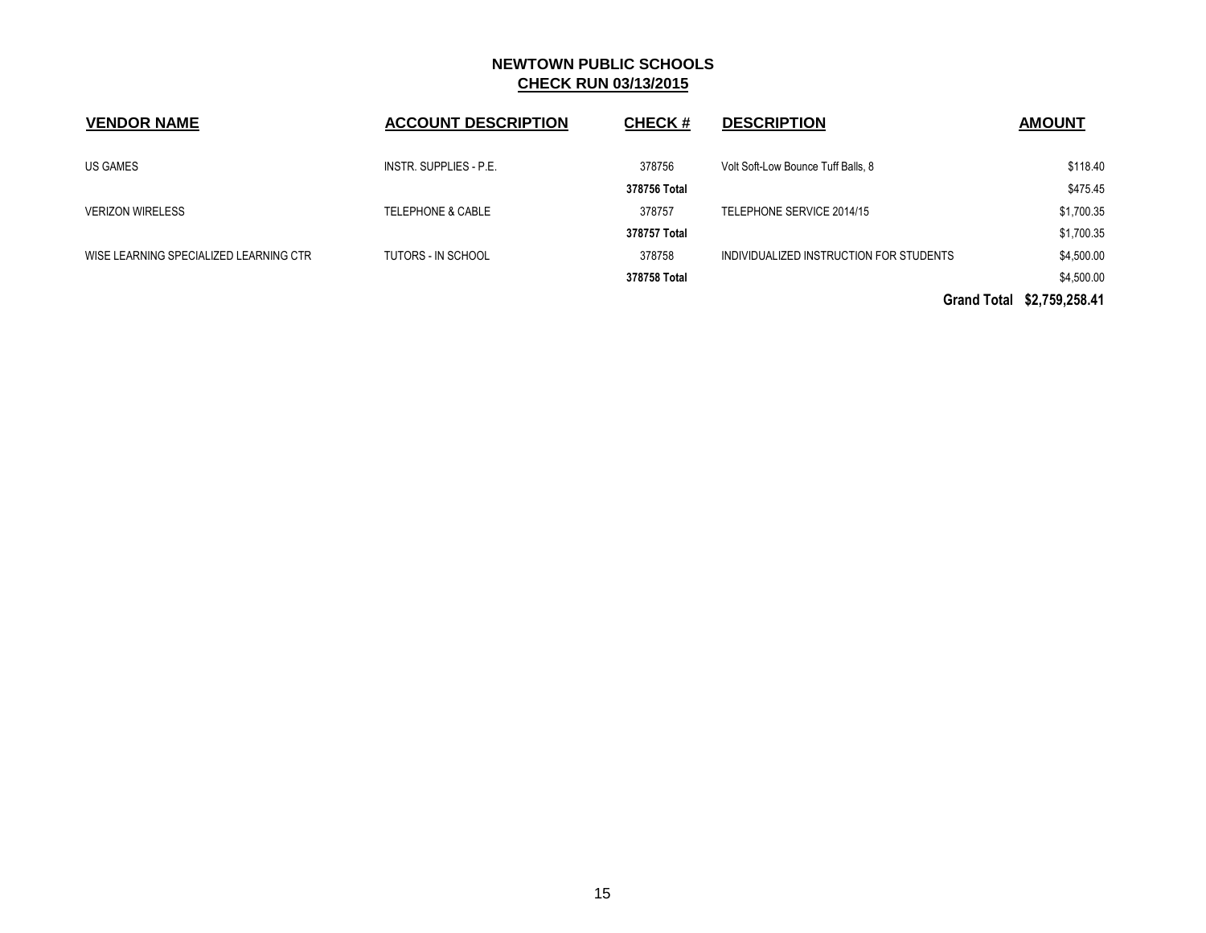**NEWTOWN PUBLIC SCHOOLS**
**CHECK RUN 03/13/2015**

| VENDOR NAME | ACCOUNT DESCRIPTION | CHECK # | DESCRIPTION | AMOUNT |
|---|---|---|---|---|
| US GAMES | INSTR. SUPPLIES - P.E. | 378756 | Volt Soft-Low Bounce Tuff Balls, 8 | $118.40 |
| | | **378756 Total** | | $475.45 |
| VERIZON WIRELESS | TELEPHONE & CABLE | 378757 | TELEPHONE SERVICE 2014/15 | $1,700.35 |
| | | **378757 Total** | | $1,700.35 |
| WISE LEARNING SPECIALIZED LEARNING CTR | TUTORS - IN SCHOOL | 378758 | INDIVIDUALIZED INSTRUCTION FOR STUDENTS | $4,500.00 |
| | | **378758 Total** | | $4,500.00 |
| | | | **Grand Total** | **$2,759,258.41** |